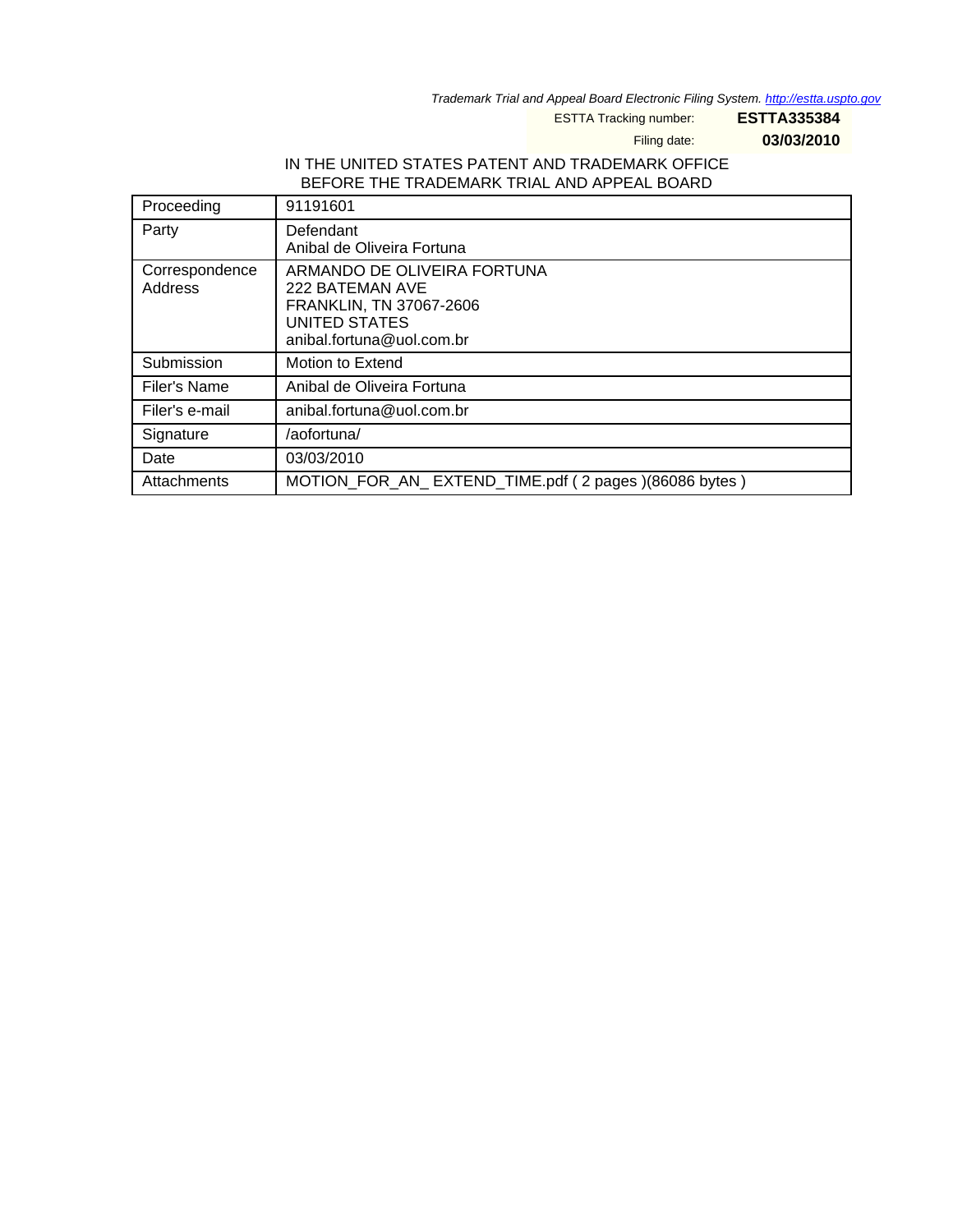*Trademark Trial and Appeal Board Electronic Filing System. http://estta.uspto.gov*

ESTTA Tracking number: **ESTTA335384**

Filing date: **03/03/2010**

IN THE UNITED STATES PATENT AND TRADEMARK OFFICE
BEFORE THE TRADEMARK TRIAL AND APPEAL BOARD

| Proceeding | 91191601 |
|---|---|
| Party | Defendant<br>Anibal de Oliveira Fortuna |
| Correspondence Address | ARMANDO DE OLIVEIRA FORTUNA<br>222 BATEMAN AVE<br>FRANKLIN, TN 37067-2606<br>UNITED STATES<br>anibal.fortuna@uol.com.br |
| Submission | Motion to Extend |
| Filer's Name | Anibal de Oliveira Fortuna |
| Filer's e-mail | anibal.fortuna@uol.com.br |
| Signature | /aofortuna/ |
| Date | 03/03/2010 |
| Attachments | MOTION_FOR_AN_ EXTEND_TIME.pdf ( 2 pages )(86086 bytes ) |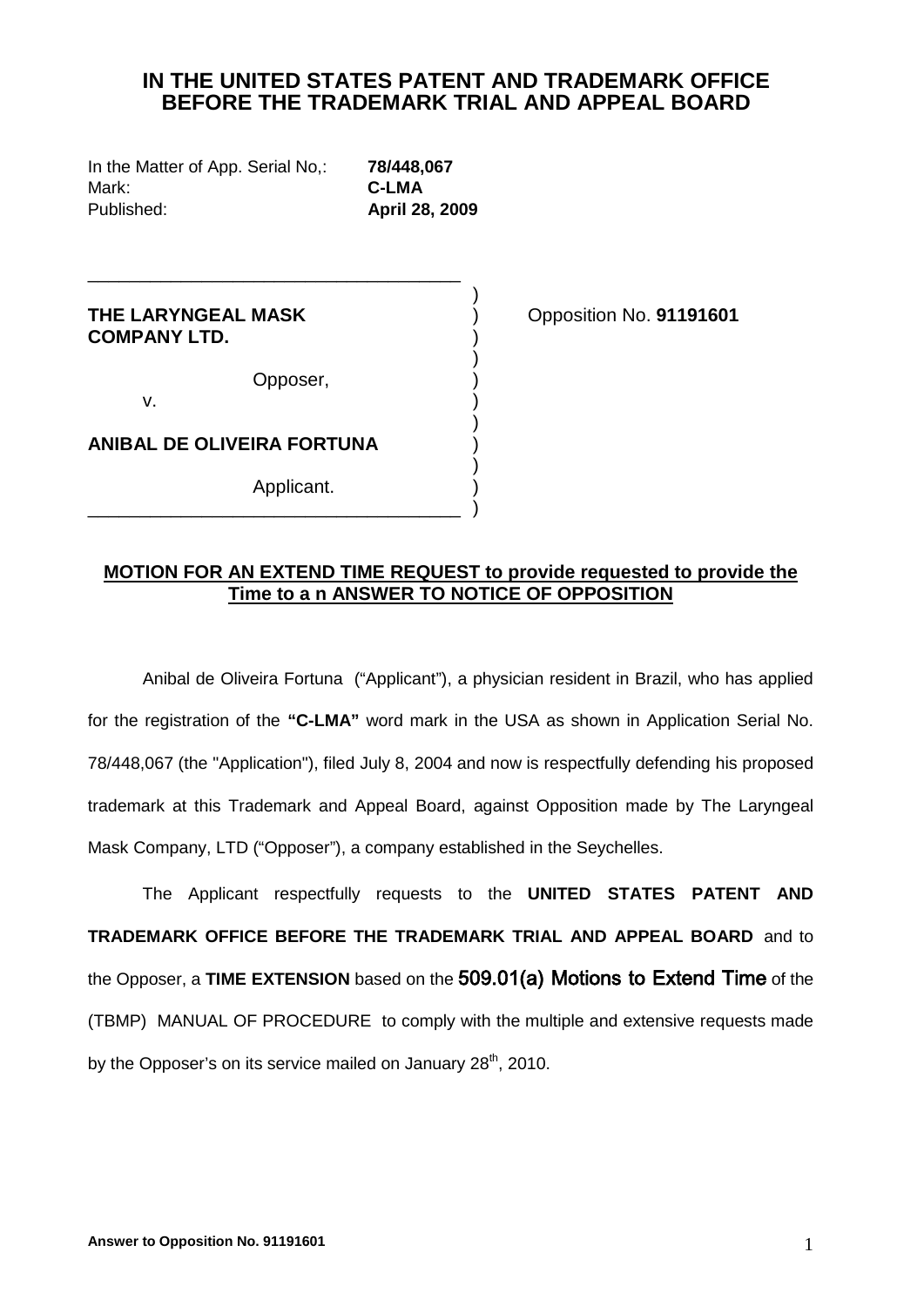# IN THE UNITED STATES PATENT AND TRADEMARK OFFICE BEFORE THE TRADEMARK TRIAL AND APPEAL BOARD

In the Matter of App. Serial No,: **78/448,067**
Mark: **C-LMA**
Published: **April 28, 2009**

**THE LARYNGEAL MASK COMPANY LTD.**

Opposer,

v.

**ANIBAL DE OLIVEIRA FORTUNA**

Applicant.

Opposition No. **91191601**

**MOTION FOR AN EXTEND TIME REQUEST to provide requested to provide the Time to a n ANSWER TO NOTICE OF OPPOSITION**

Anibal de Oliveira Fortuna ("Applicant"), a physician resident in Brazil, who has applied for the registration of the **"C-LMA"** word mark in the USA as shown in Application Serial No. 78/448,067 (the "Application"), filed July 8, 2004 and now is respectfully defending his proposed trademark at this Trademark and Appeal Board, against Opposition made by The Laryngeal Mask Company, LTD ("Opposer"), a company established in the Seychelles.

The Applicant respectfully requests to the **UNITED STATES PATENT AND TRADEMARK OFFICE BEFORE THE TRADEMARK TRIAL AND APPEAL BOARD** and to the Opposer, a **TIME EXTENSION** based on the **509.01(a) Motions to Extend Time** of the (TBMP) MANUAL OF PROCEDURE to comply with the multiple and extensive requests made by the Opposer's on its service mailed on January 28th, 2010.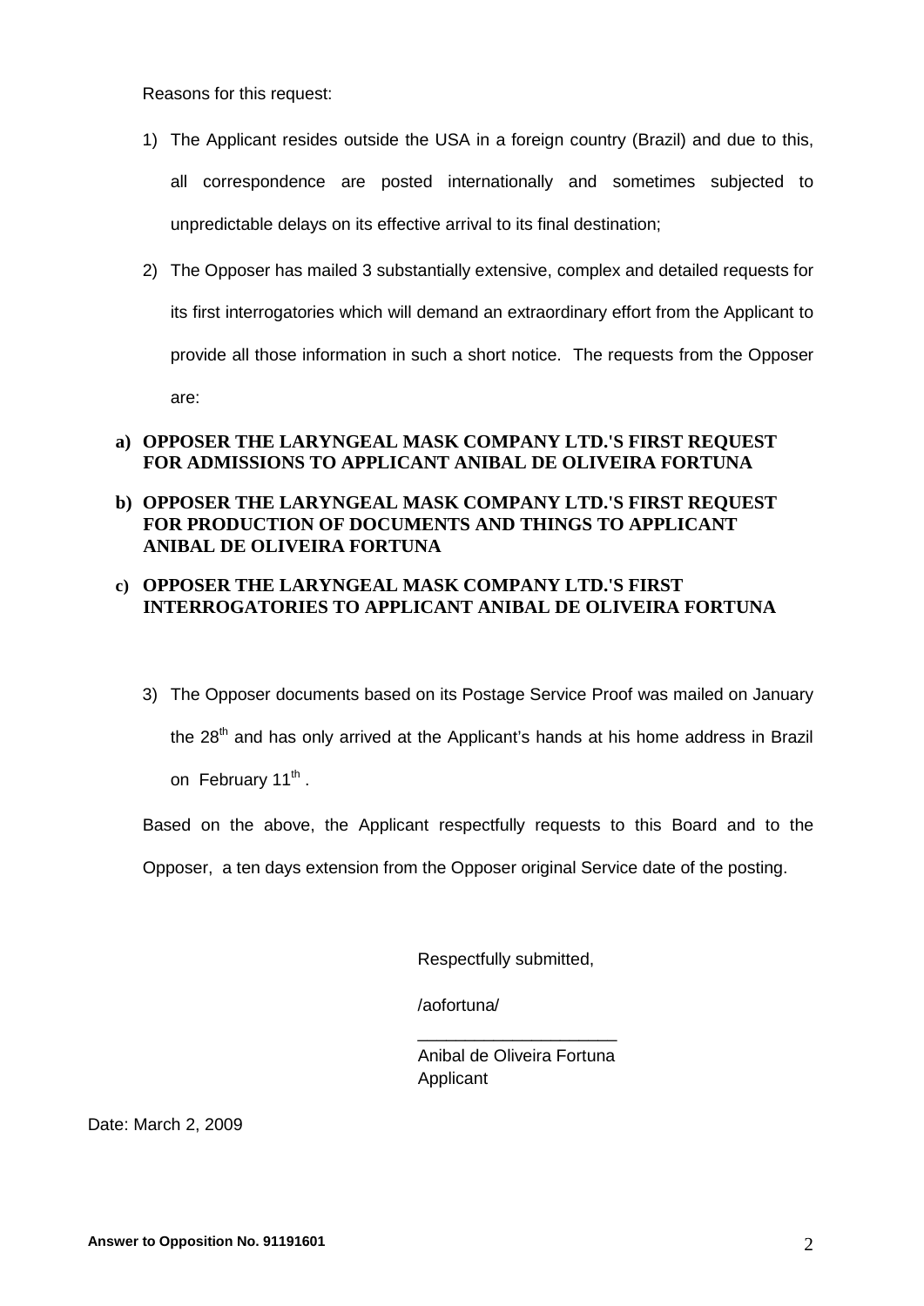Reasons for this request:

1) The Applicant resides outside the USA in a foreign country (Brazil) and due to this, all correspondence are posted internationally and sometimes subjected to unpredictable delays on its effective arrival to its final destination;

2) The Opposer has mailed 3 substantially extensive, complex and detailed requests for its first interrogatories which will demand an extraordinary effort from the Applicant to provide all those information in such a short notice. The requests from the Opposer are:

**a) OPPOSER THE LARYNGEAL MASK COMPANY LTD.'S FIRST REQUEST FOR ADMISSIONS TO APPLICANT ANIBAL DE OLIVEIRA FORTUNA**

**b) OPPOSER THE LARYNGEAL MASK COMPANY LTD.'S FIRST REQUEST FOR PRODUCTION OF DOCUMENTS AND THINGS TO APPLICANT ANIBAL DE OLIVEIRA FORTUNA**

**c) OPPOSER THE LARYNGEAL MASK COMPANY LTD.'S FIRST INTERROGATORIES TO APPLICANT ANIBAL DE OLIVEIRA FORTUNA**

3) The Opposer documents based on its Postage Service Proof was mailed on January the 28th and has only arrived at the Applicant's hands at his home address in Brazil on February 11th .

Based on the above, the Applicant respectfully requests to this Board and to the Opposer, a ten days extension from the Opposer original Service date of the posting.

Respectfully submitted,

/aofortuna/

_____________________

Anibal de Oliveira Fortuna
Applicant

Date: March 2, 2009

**Answer to Opposition No. 91191601**